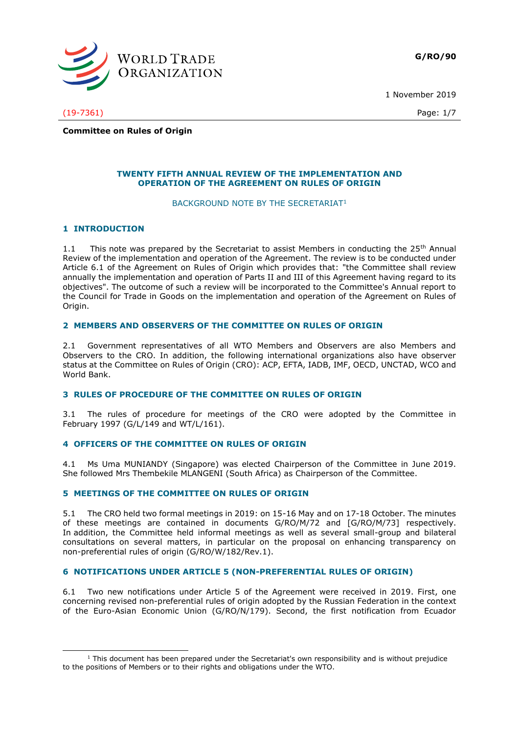G/RO/90

1 November 2019

(19-7361)

**Committee on Rules of Origin**

# TWENTY FIFTH ANNUAL REVIEW OF THE IMPLEMENTATION AND OPERATION OF THE AGREEMENT ON RULES OF ORIGIN

BACKGROUND NOTE BY THE SECRETARIAT[1]

## 1 INTRODUCTION

1.1 This note was prepared by the Secretariat to assist Members in conducting the 25th Annual Review of the implementation and operation of the Agreement. The review is to be conducted under Article 6.1 of the Agreement on Rules of Origin which provides that: "the Committee shall review annually the implementation and operation of Parts II and III of this Agreement having regard to its objectives". The outcome of such a review will be incorporated to the Committee's Annual report to the Council for Trade in Goods on the implementation and operation of the Agreement on Rules of Origin.

## 2 MEMBERS AND OBSERVERS OF THE COMMITTEE ON RULES OF ORIGIN

2.1 Government representatives of all WTO Members and Observers are also Members and Observers to the CRO. In addition, the following international organizations also have observer status at the Committee on Rules of Origin (CRO): ACP, EFTA, IADB, IMF, OECD, UNCTAD, WCO and World Bank.

## 3 RULES OF PROCEDURE OF THE COMMITTEE ON RULES OF ORIGIN

3.1 The rules of procedure for meetings of the CRO were adopted by the Committee in February 1997 (G/L/149 and WT/L/161).

## 4 OFFICERS OF THE COMMITTEE ON RULES OF ORIGIN

4.1 Ms Uma MUNIANDY (Singapore) was elected Chairperson of the Committee in June 2019. She followed Mrs Thembekile MLANGENI (South Africa) as Chairperson of the Committee.

## 5 MEETINGS OF THE COMMITTEE ON RULES OF ORIGIN

5.1 The CRO held two formal meetings in 2019: on 15-16 May and on 17-18 October. The minutes of these meetings are contained in documents G/RO/M/72 and [G/RO/M/73] respectively. In addition, the Committee held informal meetings as well as several small-group and bilateral consultations on several matters, in particular on the proposal on enhancing transparency on non-preferential rules of origin (G/RO/W/182/Rev.1).

## 6 NOTIFICATIONS UNDER ARTICLE 5 (NON-PREFERENTIAL RULES OF ORIGIN)

6.1 Two new notifications under Article 5 of the Agreement were received in 2019. First, one concerning revised non-preferential rules of origin adopted by the Russian Federation in the context of the Euro-Asian Economic Union (G/RO/N/179). Second, the first notification from Ecuador

[1] This document has been prepared under the Secretariat's own responsibility and is without prejudice to the positions of Members or to their rights and obligations under the WTO.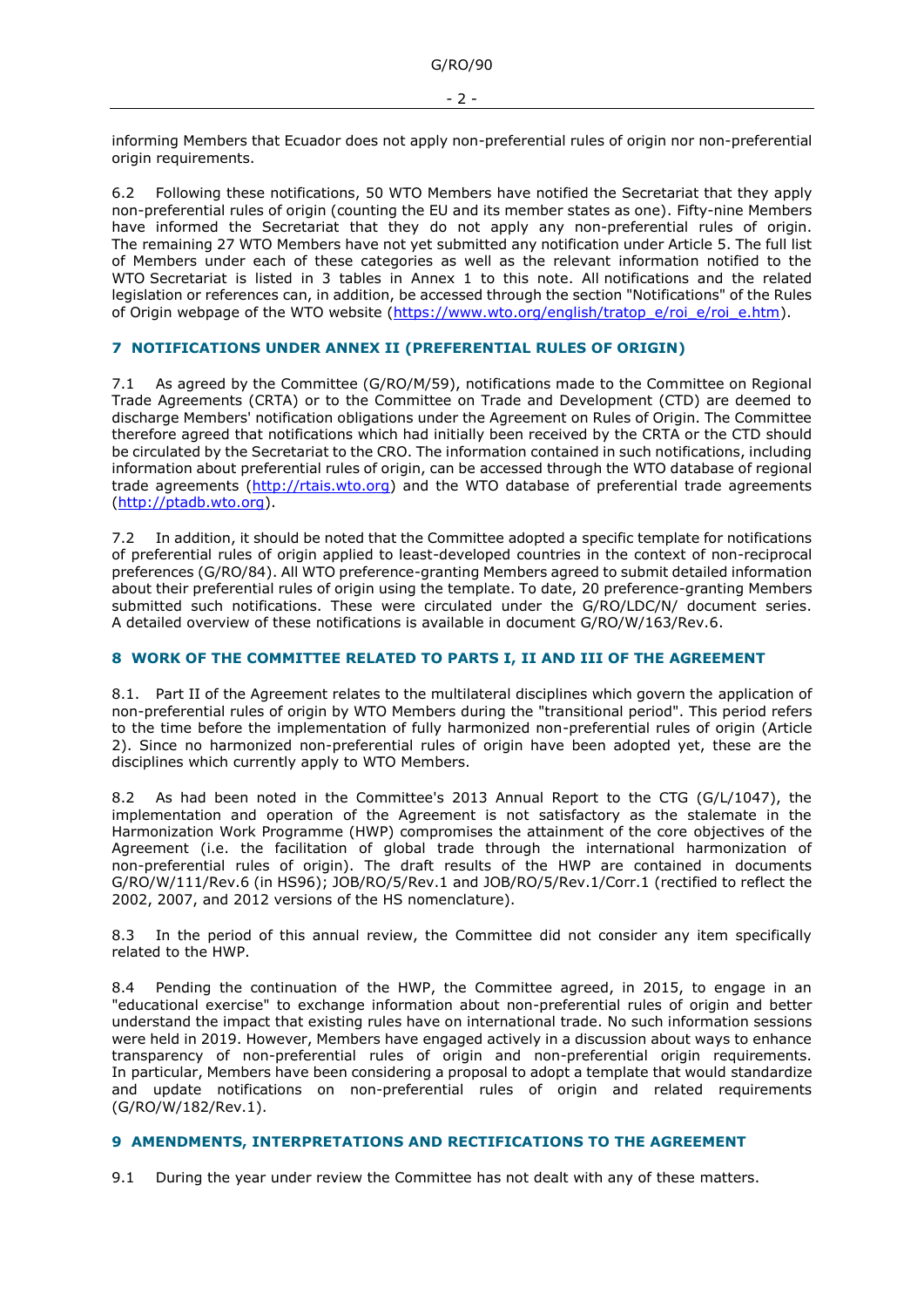informing Members that Ecuador does not apply non-preferential rules of origin nor non-preferential origin requirements.

6.2 Following these notifications, 50 WTO Members have notified the Secretariat that they apply non-preferential rules of origin (counting the EU and its member states as one). Fifty-nine Members have informed the Secretariat that they do not apply any non-preferential rules of origin. The remaining 27 WTO Members have not yet submitted any notification under Article 5. The full list of Members under each of these categories as well as the relevant information notified to the WTO Secretariat is listed in 3 tables in Annex 1 to this note. All notifications and the related legislation or references can, in addition, be accessed through the section "Notifications" of the Rules of Origin webpage of the WTO website (https://www.wto.org/english/tratop_e/roi_e/roi_e.htm).

## 7 NOTIFICATIONS UNDER ANNEX II (PREFERENTIAL RULES OF ORIGIN)

7.1 As agreed by the Committee (G/RO/M/59), notifications made to the Committee on Regional Trade Agreements (CRTA) or to the Committee on Trade and Development (CTD) are deemed to discharge Members' notification obligations under the Agreement on Rules of Origin. The Committee therefore agreed that notifications which had initially been received by the CRTA or the CTD should be circulated by the Secretariat to the CRO. The information contained in such notifications, including information about preferential rules of origin, can be accessed through the WTO database of regional trade agreements (http://rtais.wto.org) and the WTO database of preferential trade agreements (http://ptadb.wto.org).

7.2 In addition, it should be noted that the Committee adopted a specific template for notifications of preferential rules of origin applied to least-developed countries in the context of non-reciprocal preferences (G/RO/84). All WTO preference-granting Members agreed to submit detailed information about their preferential rules of origin using the template. To date, 20 preference-granting Members submitted such notifications. These were circulated under the G/RO/LDC/N/ document series. A detailed overview of these notifications is available in document G/RO/W/163/Rev.6.

## 8 WORK OF THE COMMITTEE RELATED TO PARTS I, II AND III OF THE AGREEMENT

8.1. Part II of the Agreement relates to the multilateral disciplines which govern the application of non-preferential rules of origin by WTO Members during the "transitional period". This period refers to the time before the implementation of fully harmonized non-preferential rules of origin (Article 2). Since no harmonized non-preferential rules of origin have been adopted yet, these are the disciplines which currently apply to WTO Members.

8.2 As had been noted in the Committee's 2013 Annual Report to the CTG (G/L/1047), the implementation and operation of the Agreement is not satisfactory as the stalemate in the Harmonization Work Programme (HWP) compromises the attainment of the core objectives of the Agreement (i.e. the facilitation of global trade through the international harmonization of non-preferential rules of origin). The draft results of the HWP are contained in documents G/RO/W/111/Rev.6 (in HS96); JOB/RO/5/Rev.1 and JOB/RO/5/Rev.1/Corr.1 (rectified to reflect the 2002, 2007, and 2012 versions of the HS nomenclature).

8.3 In the period of this annual review, the Committee did not consider any item specifically related to the HWP.

8.4 Pending the continuation of the HWP, the Committee agreed, in 2015, to engage in an "educational exercise" to exchange information about non-preferential rules of origin and better understand the impact that existing rules have on international trade. No such information sessions were held in 2019. However, Members have engaged actively in a discussion about ways to enhance transparency of non-preferential rules of origin and non-preferential origin requirements. In particular, Members have been considering a proposal to adopt a template that would standardize and update notifications on non-preferential rules of origin and related requirements (G/RO/W/182/Rev.1).

## 9 AMENDMENTS, INTERPRETATIONS AND RECTIFICATIONS TO THE AGREEMENT

9.1 During the year under review the Committee has not dealt with any of these matters.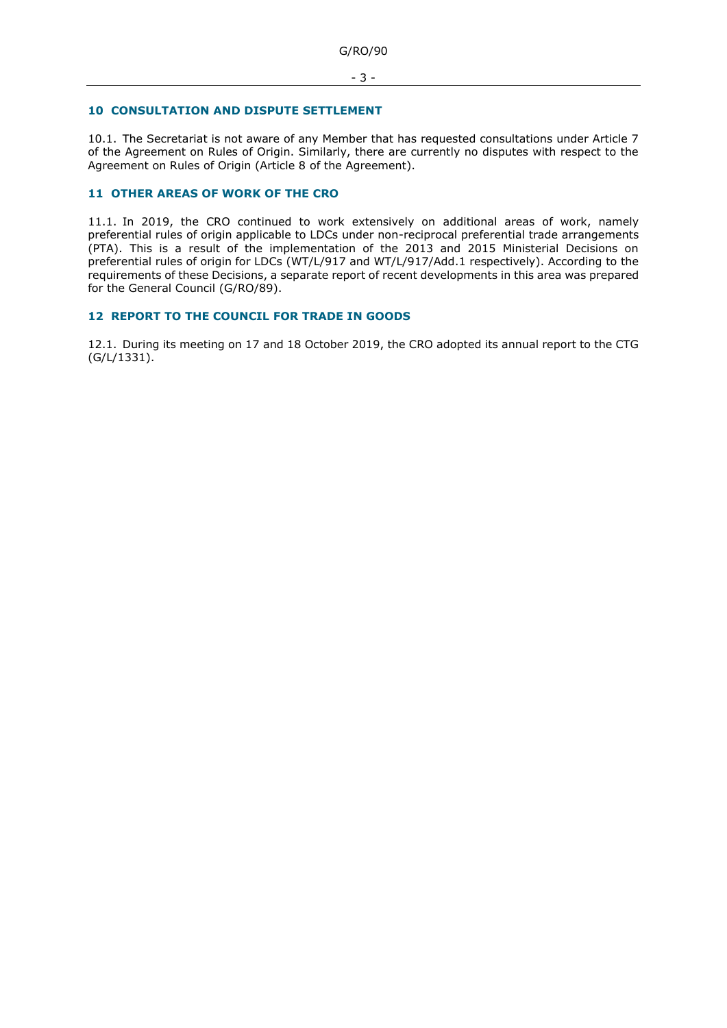## 10 CONSULTATION AND DISPUTE SETTLEMENT

10.1. The Secretariat is not aware of any Member that has requested consultations under Article 7 of the Agreement on Rules of Origin. Similarly, there are currently no disputes with respect to the Agreement on Rules of Origin (Article 8 of the Agreement).

## 11 OTHER AREAS OF WORK OF THE CRO

11.1. In 2019, the CRO continued to work extensively on additional areas of work, namely preferential rules of origin applicable to LDCs under non-reciprocal preferential trade arrangements (PTA). This is a result of the implementation of the 2013 and 2015 Ministerial Decisions on preferential rules of origin for LDCs (WT/L/917 and WT/L/917/Add.1 respectively). According to the requirements of these Decisions, a separate report of recent developments in this area was prepared for the General Council (G/RO/89).

## 12 REPORT TO THE COUNCIL FOR TRADE IN GOODS

12.1. During its meeting on 17 and 18 October 2019, the CRO adopted its annual report to the CTG (G/L/1331).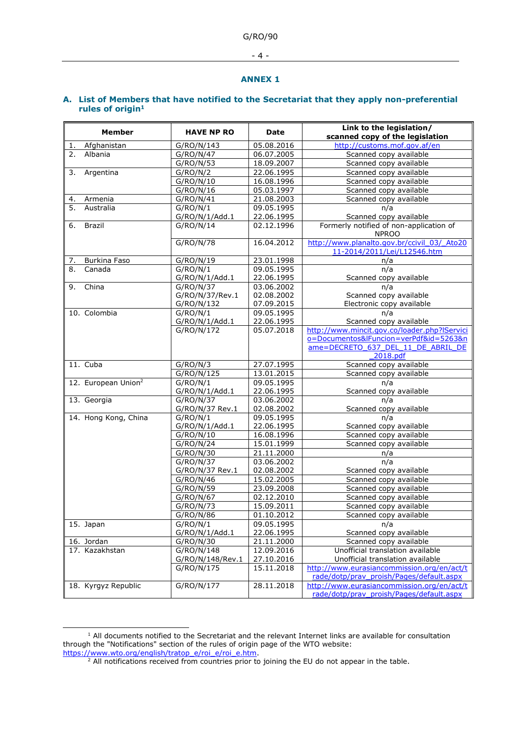## ANNEX 1

### A. List of Members that have notified to the Secretariat that they apply non-preferential rules of origin[1]

| Member | HAVE NP RO | Date | Link to the legislation/ scanned copy of the legislation |
|---|---|---|---|
| 1. Afghanistan | G/RO/N/143 | 05.08.2016 | http://customs.mof.gov.af/en |
| 2. Albania | G/RO/N/47 | 06.07.2005 | Scanned copy available |
| | G/RO/N/53 | 18.09.2007 | Scanned copy available |
| 3. Argentina | G/RO/N/2 | 22.06.1995 | Scanned copy available |
| | G/RO/N/10 | 16.08.1996 | Scanned copy available |
| | G/RO/N/16 | 05.03.1997 | Scanned copy available |
| 4. Armenia | G/RO/N/41 | 21.08.2003 | Scanned copy available |
| 5. Australia | G/RO/N/1 | 09.05.1995 | n/a |
| | G/RO/N/1/Add.1 | 22.06.1995 | Scanned copy available |
| 6. Brazil | G/RO/N/14 | 02.12.1996 | Formerly notified of non-application of NPROO |
| | G/RO/N/78 | 16.04.2012 | http://www.planalto.gov.br/ccivil_03/_Ato2011-2014/2011/Lei/L12546.htm |
| 7. Burkina Faso | G/RO/N/19 | 23.01.1998 | n/a |
| 8. Canada | G/RO/N/1 | 09.05.1995 | n/a |
| | G/RO/N/1/Add.1 | 22.06.1995 | Scanned copy available |
| 9. China | G/RO/N/37 | 03.06.2002 | n/a |
| | G/RO/N/37/Rev.1 | 02.08.2002 | Scanned copy available |
| | G/RO/N/132 | 07.09.2015 | Electronic copy available |
| 10. Colombia | G/RO/N/1 | 09.05.1995 | n/a |
| | G/RO/N/1/Add.1 | 22.06.1995 | Scanned copy available |
| | G/RO/N/172 | 05.07.2018 | http://www.mincit.gov.co/loader.php?lServicio=Documentos&lFuncion=verPdf&id=5263&name=DECRETO_637_DEL_11_DE_ABRIL_DE_2018.pdf |
| 11. Cuba | G/RO/N/3 | 27.07.1995 | Scanned copy available |
| | G/RO/N/125 | 13.01.2015 | Scanned copy available |
| 12. European Union[2] | G/RO/N/1 | 09.05.1995 | n/a |
| | G/RO/N/1/Add.1 | 22.06.1995 | Scanned copy available |
| 13. Georgia | G/RO/N/37 | 03.06.2002 | n/a |
| | G/RO/N/37 Rev.1 | 02.08.2002 | Scanned copy available |
| 14. Hong Kong, China | G/RO/N/1 | 09.05.1995 | n/a |
| | G/RO/N/1/Add.1 | 22.06.1995 | Scanned copy available |
| | G/RO/N/10 | 16.08.1996 | Scanned copy available |
| | G/RO/N/24 | 15.01.1999 | Scanned copy available |
| | G/RO/N/30 | 21.11.2000 | n/a |
| | G/RO/N/37 | 03.06.2002 | n/a |
| | G/RO/N/37 Rev.1 | 02.08.2002 | Scanned copy available |
| | G/RO/N/46 | 15.02.2005 | Scanned copy available |
| | G/RO/N/59 | 23.09.2008 | Scanned copy available |
| | G/RO/N/67 | 02.12.2010 | Scanned copy available |
| | G/RO/N/73 | 15.09.2011 | Scanned copy available |
| | G/RO/N/86 | 01.10.2012 | Scanned copy available |
| 15. Japan | G/RO/N/1 | 09.05.1995 | n/a |
| | G/RO/N/1/Add.1 | 22.06.1995 | Scanned copy available |
| 16. Jordan | G/RO/N/30 | 21.11.2000 | Scanned copy available |
| 17. Kazakhstan | G/RO/N/148 | 12.09.2016 | Unofficial translation available |
| | G/RO/N/148/Rev.1 | 27.10.2016 | Unofficial translation available |
| | G/RO/N/175 | 15.11.2018 | http://www.eurasiancommission.org/en/act/trade/dotp/prav_proish/Pages/default.aspx |
| 18. Kyrgyz Republic | G/RO/N/177 | 28.11.2018 | http://www.eurasiancommission.org/en/act/trade/dotp/prav_proish/Pages/default.aspx |

[1] All documents notified to the Secretariat and the relevant Internet links are available for consultation through the "Notifications" section of the rules of origin page of the WTO website: https://www.wto.org/english/tratop_e/roi_e/roi_e.htm.

[2] All notifications received from countries prior to joining the EU do not appear in the table.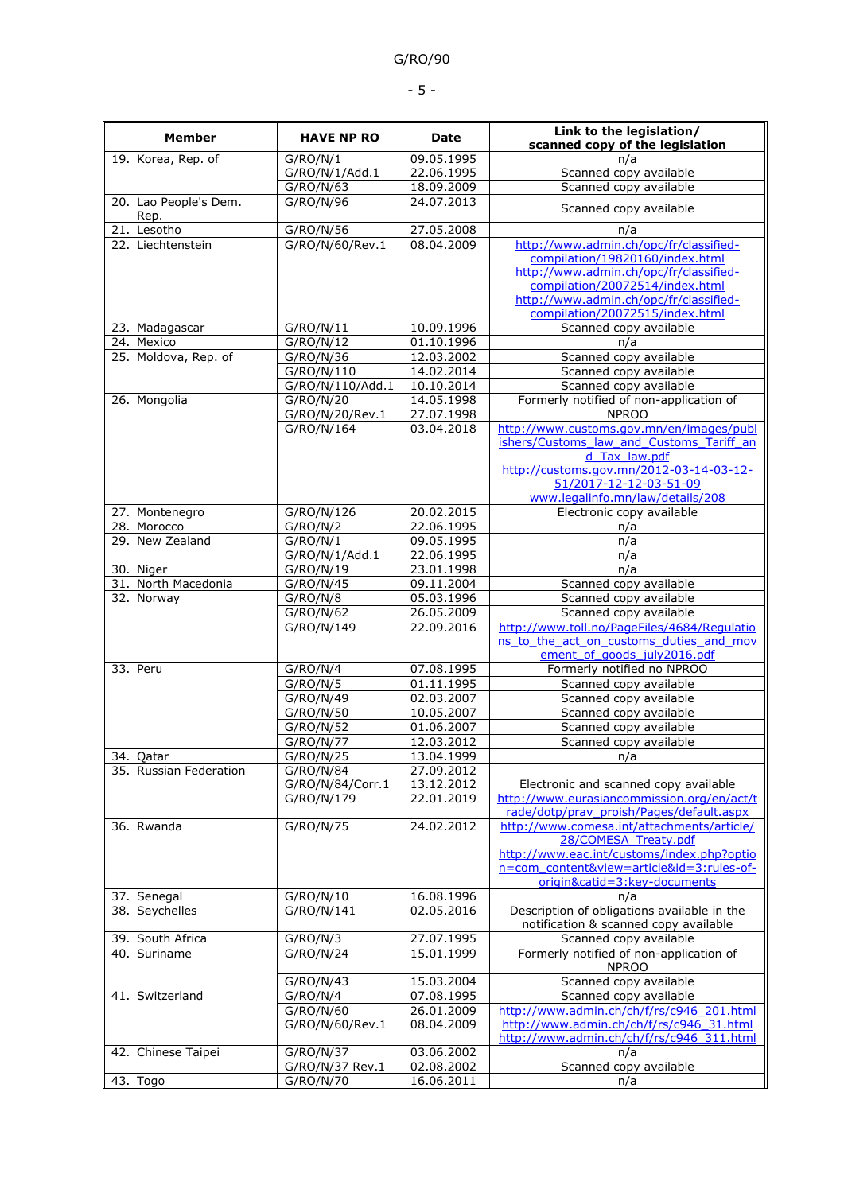| Member | HAVE NP RO | Date | Link to the legislation/ scanned copy of the legislation |
|---|---|---|---|
| 19. Korea, Rep. of | G/RO/N/1 | 09.05.1995 | n/a |
| | G/RO/N/1/Add.1 | 22.06.1995 | Scanned copy available |
| | G/RO/N/63 | 18.09.2009 | Scanned copy available |
| 20. Lao People's Dem. Rep. | G/RO/N/96 | 24.07.2013 | Scanned copy available |
| 21. Lesotho | G/RO/N/56 | 27.05.2008 | n/a |
| 22. Liechtenstein | G/RO/N/60/Rev.1 | 08.04.2009 | http://www.admin.ch/opc/fr/classified-compilation/19820160/index.html http://www.admin.ch/opc/fr/classified-compilation/20072514/index.html http://www.admin.ch/opc/fr/classified-compilation/20072515/index.html |
| 23. Madagascar | G/RO/N/11 | 10.09.1996 | Scanned copy available |
| 24. Mexico | G/RO/N/12 | 01.10.1996 | n/a |
| 25. Moldova, Rep. of | G/RO/N/36 | 12.03.2002 | Scanned copy available |
| | G/RO/N/110 | 14.02.2014 | Scanned copy available |
| | G/RO/N/110/Add.1 | 10.10.2014 | Scanned copy available |
| 26. Mongolia | G/RO/N/20 G/RO/N/20/Rev.1 | 14.05.1998 27.07.1998 | Formerly notified of non-application of NPROO |
| | G/RO/N/164 | 03.04.2018 | http://www.customs.gov.mn/en/images/publishers/Customs_law_and_Customs_Tariff_and_Tax_law.pdf http://customs.gov.mn/2012-03-14-03-12-51/2017-12-12-03-51-09 www.legalinfo.mn/law/details/208 |
| 27. Montenegro | G/RO/N/126 | 20.02.2015 | Electronic copy available |
| 28. Morocco | G/RO/N/2 | 22.06.1995 | n/a |
| 29. New Zealand | G/RO/N/1 | 09.05.1995 | n/a |
| | G/RO/N/1/Add.1 | 22.06.1995 | n/a |
| 30. Niger | G/RO/N/19 | 23.01.1998 | n/a |
| 31. North Macedonia | G/RO/N/45 | 09.11.2004 | Scanned copy available |
| 32. Norway | G/RO/N/8 | 05.03.1996 | Scanned copy available |
| | G/RO/N/62 | 26.05.2009 | Scanned copy available |
| | G/RO/N/149 | 22.09.2016 | http://www.toll.no/PageFiles/4684/Regulations_to_the_act_on_customs_duties_and_movement_of_goods_july2016.pdf |
| 33. Peru | G/RO/N/4 | 07.08.1995 | Formerly notified no NPROO |
| | G/RO/N/5 | 01.11.1995 | Scanned copy available |
| | G/RO/N/49 | 02.03.2007 | Scanned copy available |
| | G/RO/N/50 | 10.05.2007 | Scanned copy available |
| | G/RO/N/52 | 01.06.2007 | Scanned copy available |
| | G/RO/N/77 | 12.03.2012 | Scanned copy available |
| 34. Qatar | G/RO/N/25 | 13.04.1999 | n/a |
| 35. Russian Federation | G/RO/N/84 G/RO/N/84/Corr.1 G/RO/N/179 | 27.09.2012 13.12.2012 22.01.2019 | Electronic and scanned copy available http://www.eurasiancommission.org/en/act/trade/dotp/prav_proish/Pages/default.aspx |
| 36. Rwanda | G/RO/N/75 | 24.02.2012 | http://www.comesa.int/attachments/article/28/COMESA_Treaty.pdf http://www.eac.int/customs/index.php?option=com_content&view=article&id=3:rules-of-origin&catid=3:key-documents |
| 37. Senegal | G/RO/N/10 | 16.08.1996 | n/a |
| 38. Seychelles | G/RO/N/141 | 02.05.2016 | Description of obligations available in the notification & scanned copy available |
| 39. South Africa | G/RO/N/3 | 27.07.1995 | Scanned copy available |
| 40. Suriname | G/RO/N/24 | 15.01.1999 | Formerly notified of non-application of NPROO |
| | G/RO/N/43 | 15.03.2004 | Scanned copy available |
| 41. Switzerland | G/RO/N/4 | 07.08.1995 | Scanned copy available |
| | G/RO/N/60 G/RO/N/60/Rev.1 | 26.01.2009 08.04.2009 | http://www.admin.ch/ch/f/rs/c946_201.html http://www.admin.ch/ch/f/rs/c946_31.html http://www.admin.ch/ch/f/rs/c946_311.html |
| 42. Chinese Taipei | G/RO/N/37 | 03.06.2002 | n/a |
| | G/RO/N/37 Rev.1 | 02.08.2002 | Scanned copy available |
| 43. Togo | G/RO/N/70 | 16.06.2011 | n/a |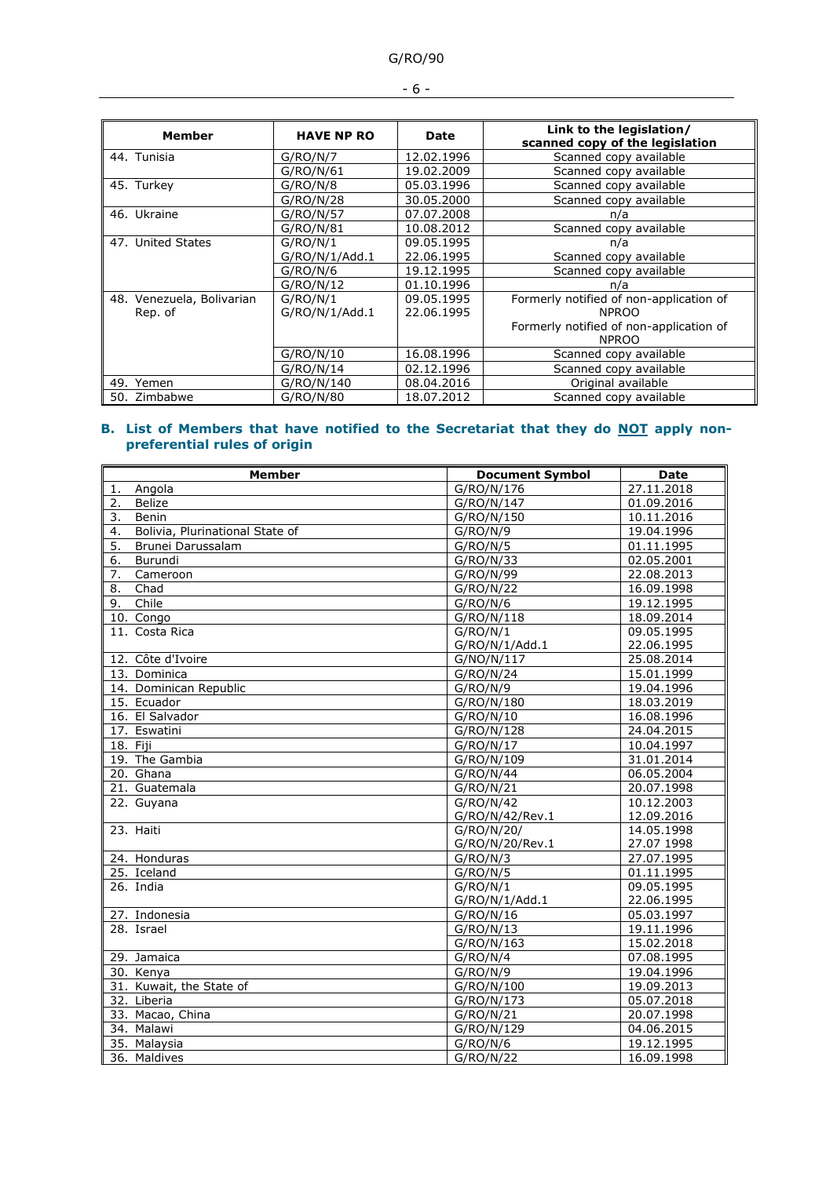| Member | HAVE NP RO | Date | Link to the legislation/ scanned copy of the legislation |
|---|---|---|---|
| 44. Tunisia | G/RO/N/7 | 12.02.1996 | Scanned copy available |
| | G/RO/N/61 | 19.02.2009 | Scanned copy available |
| 45. Turkey | G/RO/N/8 | 05.03.1996 | Scanned copy available |
| | G/RO/N/28 | 30.05.2000 | Scanned copy available |
| 46. Ukraine | G/RO/N/57 | 07.07.2008 | n/a |
| | G/RO/N/81 | 10.08.2012 | Scanned copy available |
| 47. United States | G/RO/N/1 | 09.05.1995 | n/a |
| | G/RO/N/1/Add.1 | 22.06.1995 | Scanned copy available |
| | G/RO/N/6 | 19.12.1995 | Scanned copy available |
| | G/RO/N/12 | 01.10.1996 | n/a |
| 48. Venezuela, Bolivarian Rep. of | G/RO/N/1 | 09.05.1995 | Formerly notified of non-application of NPROO |
| | G/RO/N/1/Add.1 | 22.06.1995 | Formerly notified of non-application of NPROO |
| | G/RO/N/10 | 16.08.1996 | Scanned copy available |
| | G/RO/N/14 | 02.12.1996 | Scanned copy available |
| 49. Yemen | G/RO/N/140 | 08.04.2016 | Original available |
| 50. Zimbabwe | G/RO/N/80 | 18.07.2012 | Scanned copy available |

## B. List of Members that have notified to the Secretariat that they do NOT apply non-preferential rules of origin

| Member | Document Symbol | Date |
|---|---|---|
| 1. Angola | G/RO/N/176 | 27.11.2018 |
| 2. Belize | G/RO/N/147 | 01.09.2016 |
| 3. Benin | G/RO/N/150 | 10.11.2016 |
| 4. Bolivia, Plurinational State of | G/RO/N/9 | 19.04.1996 |
| 5. Brunei Darussalam | G/RO/N/5 | 01.11.1995 |
| 6. Burundi | G/RO/N/33 | 02.05.2001 |
| 7. Cameroon | G/RO/N/99 | 22.08.2013 |
| 8. Chad | G/RO/N/22 | 16.09.1998 |
| 9. Chile | G/RO/N/6 | 19.12.1995 |
| 10. Congo | G/RO/N/118 | 18.09.2014 |
| 11. Costa Rica | G/RO/N/1<br>G/RO/N/1/Add.1 | 09.05.1995<br>22.06.1995 |
| 12. Côte d'Ivoire | G/NO/N/117 | 25.08.2014 |
| 13. Dominica | G/RO/N/24 | 15.01.1999 |
| 14. Dominican Republic | G/RO/N/9 | 19.04.1996 |
| 15. Ecuador | G/RO/N/180 | 18.03.2019 |
| 16. El Salvador | G/RO/N/10 | 16.08.1996 |
| 17. Eswatini | G/RO/N/128 | 24.04.2015 |
| 18. Fiji | G/RO/N/17 | 10.04.1997 |
| 19. The Gambia | G/RO/N/109 | 31.01.2014 |
| 20. Ghana | G/RO/N/44 | 06.05.2004 |
| 21. Guatemala | G/RO/N/21 | 20.07.1998 |
| 22. Guyana | G/RO/N/42<br>G/RO/N/42/Rev.1 | 10.12.2003<br>12.09.2016 |
| 23. Haiti | G/RO/N/20/<br>G/RO/N/20/Rev.1 | 14.05.1998<br>27.07 1998 |
| 24. Honduras | G/RO/N/3 | 27.07.1995 |
| 25. Iceland | G/RO/N/5 | 01.11.1995 |
| 26. India | G/RO/N/1<br>G/RO/N/1/Add.1 | 09.05.1995<br>22.06.1995 |
| 27. Indonesia | G/RO/N/16 | 05.03.1997 |
| 28. Israel | G/RO/N/13<br>G/RO/N/163 | 19.11.1996<br>15.02.2018 |
| 29. Jamaica | G/RO/N/4 | 07.08.1995 |
| 30. Kenya | G/RO/N/9 | 19.04.1996 |
| 31. Kuwait, the State of | G/RO/N/100 | 19.09.2013 |
| 32. Liberia | G/RO/N/173 | 05.07.2018 |
| 33. Macao, China | G/RO/N/21 | 20.07.1998 |
| 34. Malawi | G/RO/N/129 | 04.06.2015 |
| 35. Malaysia | G/RO/N/6 | 19.12.1995 |
| 36. Maldives | G/RO/N/22 | 16.09.1998 |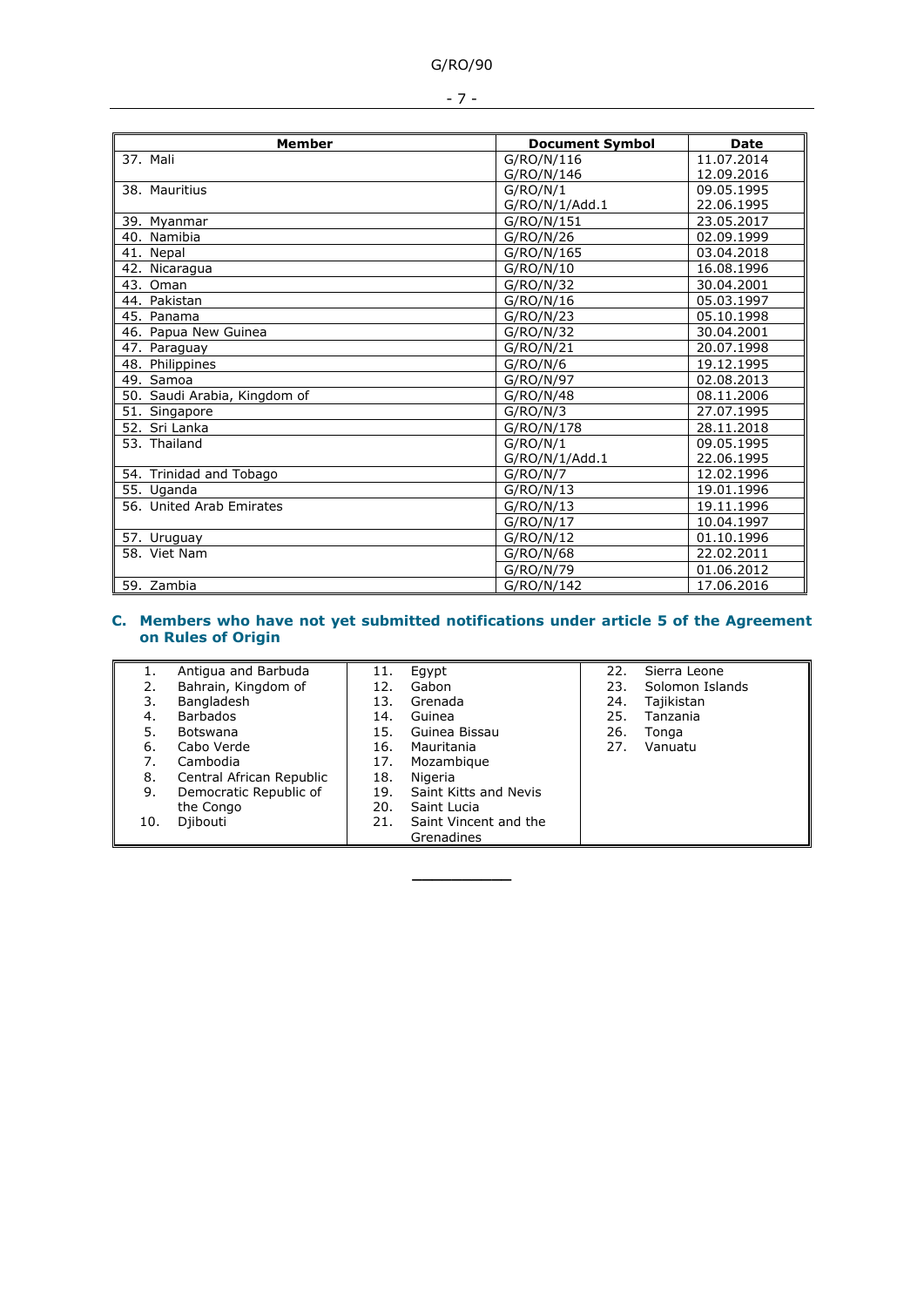| Member | Document Symbol | Date |
|---|---|---|
| 37. Mali | G/RO/N/116<br>G/RO/N/146 | 11.07.2014<br>12.09.2016 |
| 38. Mauritius | G/RO/N/1<br>G/RO/N/1/Add.1 | 09.05.1995<br>22.06.1995 |
| 39. Myanmar | G/RO/N/151 | 23.05.2017 |
| 40. Namibia | G/RO/N/26 | 02.09.1999 |
| 41. Nepal | G/RO/N/165 | 03.04.2018 |
| 42. Nicaragua | G/RO/N/10 | 16.08.1996 |
| 43. Oman | G/RO/N/32 | 30.04.2001 |
| 44. Pakistan | G/RO/N/16 | 05.03.1997 |
| 45. Panama | G/RO/N/23 | 05.10.1998 |
| 46. Papua New Guinea | G/RO/N/32 | 30.04.2001 |
| 47. Paraguay | G/RO/N/21 | 20.07.1998 |
| 48. Philippines | G/RO/N/6 | 19.12.1995 |
| 49. Samoa | G/RO/N/97 | 02.08.2013 |
| 50. Saudi Arabia, Kingdom of | G/RO/N/48 | 08.11.2006 |
| 51. Singapore | G/RO/N/3 | 27.07.1995 |
| 52. Sri Lanka | G/RO/N/178 | 28.11.2018 |
| 53. Thailand | G/RO/N/1<br>G/RO/N/1/Add.1 | 09.05.1995<br>22.06.1995 |
| 54. Trinidad and Tobago | G/RO/N/7 | 12.02.1996 |
| 55. Uganda | G/RO/N/13 | 19.01.1996 |
| 56. United Arab Emirates | G/RO/N/13<br>G/RO/N/17 | 19.11.1996<br>10.04.1997 |
| 57. Uruguay | G/RO/N/12 | 01.10.1996 |
| 58. Viet Nam | G/RO/N/68<br>G/RO/N/79 | 22.02.2011<br>01.06.2012 |
| 59. Zambia | G/RO/N/142 | 17.06.2016 |

## C. Members who have not yet submitted notifications under article 5 of the Agreement on Rules of Origin

1. Antigua and Barbuda
2. Bahrain, Kingdom of
3. Bangladesh
4. Barbados
5. Botswana
6. Cabo Verde
7. Cambodia
8. Central African Republic
9. Democratic Republic of the Congo
10. Djibouti
11. Egypt
12. Gabon
13. Grenada
14. Guinea
15. Guinea Bissau
16. Mauritania
17. Mozambique
18. Nigeria
19. Saint Kitts and Nevis
20. Saint Lucia
21. Saint Vincent and the Grenadines
22. Sierra Leone
23. Solomon Islands
24. Tajikistan
25. Tanzania
26. Tonga
27. Vanuatu